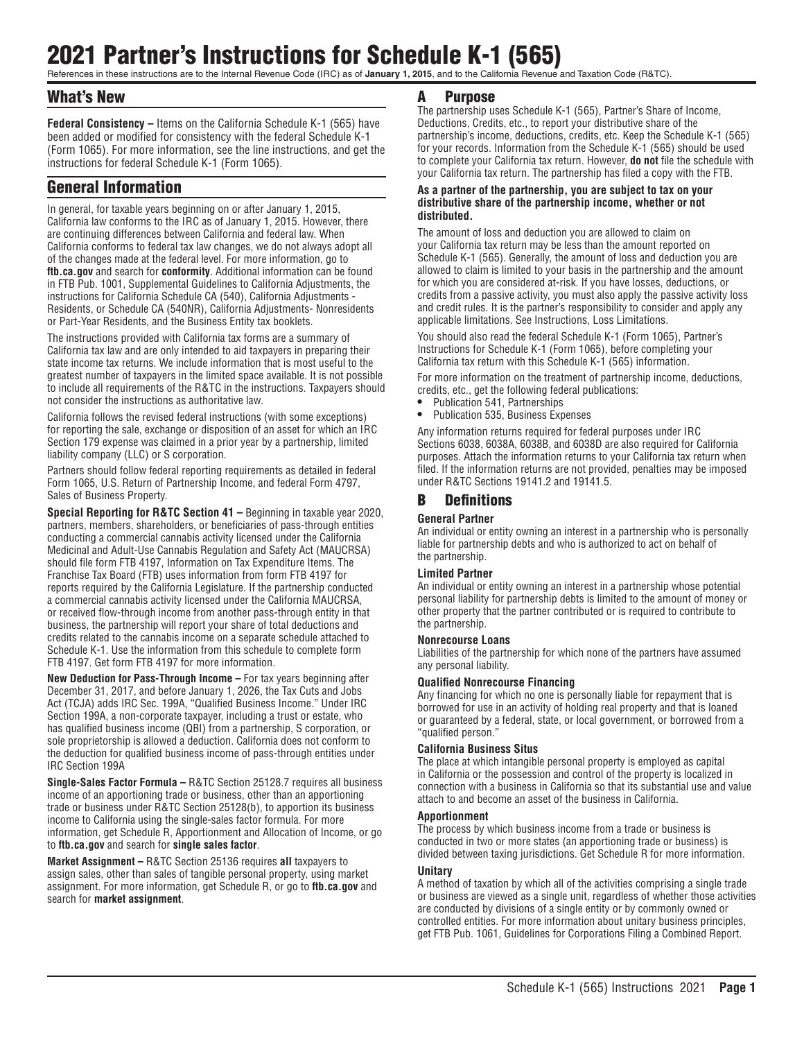# 2021 Partner's Instructions for Schedule K-1 (565)

References in these instructions are to the Internal Revenue Code (IRC) as of **January 1, 2015**, and to the California Revenue and Taxation Code (R&TC).

## What's New

**Federal Consistency –** Items on the California Schedule K-1 (565) have been added or modified for consistency with the federal Schedule K-1 (Form 1065). For more information, see the line instructions, and get the instructions for federal Schedule K-1 (Form 1065).

## General Information

In general, for taxable years beginning on or after January 1, 2015, California law conforms to the IRC as of January 1, 2015. However, there are continuing differences between California and federal law. When California conforms to federal tax law changes, we do not always adopt all of the changes made at the federal level. For more information, go to **ftb.ca.gov** and search for **conformity**. Additional information can be found in FTB Pub. 1001, Supplemental Guidelines to California Adjustments, the instructions for California Schedule CA (540), California Adjustments - Residents, or Schedule CA (540NR), California Adjustments- Nonresidents or Part-Year Residents, and the Business Entity tax booklets.

The instructions provided with California tax forms are a summary of California tax law and are only intended to aid taxpayers in preparing their state income tax returns. We include information that is most useful to the greatest number of taxpayers in the limited space available. It is not possible to include all requirements of the R&TC in the instructions. Taxpayers should not consider the instructions as authoritative law.

California follows the revised federal instructions (with some exceptions) for reporting the sale, exchange or disposition of an asset for which an IRC Section 179 expense was claimed in a prior year by a partnership, limited liability company (LLC) or S corporation.

Partners should follow federal reporting requirements as detailed in federal Form 1065, U.S. Return of Partnership Income, and federal Form 4797, Sales of Business Property.

**Special Reporting for R&TC Section 41 –** Beginning in taxable year 2020, partners, members, shareholders, or beneficiaries of pass-through entities conducting a commercial cannabis activity licensed under the California Medicinal and Adult-Use Cannabis Regulation and Safety Act (MAUCRSA) should file form FTB 4197, Information on Tax Expenditure Items. The Franchise Tax Board (FTB) uses information from form FTB 4197 for reports required by the California Legislature. If the partnership conducted a commercial cannabis activity licensed under the California MAUCRSA, or received flow-through income from another pass-through entity in that business, the partnership will report your share of total deductions and credits related to the cannabis income on a separate schedule attached to Schedule K-1. Use the information from this schedule to complete form FTB 4197. Get form FTB 4197 for more information.

**New Deduction for Pass-Through Income –** For tax years beginning after December 31, 2017, and before January 1, 2026, the Tax Cuts and Jobs Act (TCJA) adds IRC Sec. 199A, "Qualified Business Income." Under IRC Section 199A, a non-corporate taxpayer, including a trust or estate, who has qualified business income (QBI) from a partnership, S corporation, or sole proprietorship is allowed a deduction. California does not conform to the deduction for qualified business income of pass-through entities under IRC Section 199A

**Single-Sales Factor Formula –** R&TC Section 25128.7 requires all business income of an apportioning trade or business, other than an apportioning trade or business under R&TC Section 25128(b), to apportion its business income to California using the single-sales factor formula. For more information, get Schedule R, Apportionment and Allocation of Income, or go to **ftb.ca.gov** and search for **single sales factor**.

**Market Assignment –** R&TC Section 25136 requires **all** taxpayers to assign sales, other than sales of tangible personal property, using market assignment. For more information, get Schedule R, or go to **ftb.ca.gov** and search for **market assignment**.

## A Purpose

The partnership uses Schedule K-1 (565), Partner's Share of Income, Deductions, Credits, etc., to report your distributive share of the partnership's income, deductions, credits, etc. Keep the Schedule K-1 (565) for your records. Information from the Schedule K-1 (565) should be used to complete your California tax return. However, **do not** file the schedule with your California tax return. The partnership has filed a copy with the FTB.

**As a partner of the partnership, you are subject to tax on your distributive share of the partnership income, whether or not distributed.**

The amount of loss and deduction you are allowed to claim on your California tax return may be less than the amount reported on Schedule K-1 (565). Generally, the amount of loss and deduction you are allowed to claim is limited to your basis in the partnership and the amount for which you are considered at-risk. If you have losses, deductions, or credits from a passive activity, you must also apply the passive activity loss and credit rules. It is the partner's responsibility to consider and apply any applicable limitations. See Instructions, Loss Limitations.

You should also read the federal Schedule K-1 (Form 1065), Partner's Instructions for Schedule K-1 (Form 1065), before completing your California tax return with this Schedule K-1 (565) information.

For more information on the treatment of partnership income, deductions, credits, etc., get the following federal publications:

- Publication 541, Partnerships
- Publication 535, Business Expenses

Any information returns required for federal purposes under IRC Sections 6038, 6038A, 6038B, and 6038D are also required for California purposes. Attach the information returns to your California tax return when filed. If the information returns are not provided, penalties may be imposed under R&TC Sections 19141.2 and 19141.5.

## B Definitions

### General Partner

An individual or entity owning an interest in a partnership who is personally liable for partnership debts and who is authorized to act on behalf of the partnership.

### Limited Partner

An individual or entity owning an interest in a partnership whose potential personal liability for partnership debts is limited to the amount of money or other property that the partner contributed or is required to contribute to the partnership.

### Nonrecourse Loans

Liabilities of the partnership for which none of the partners have assumed any personal liability.

### Qualified Nonrecourse Financing

Any financing for which no one is personally liable for repayment that is borrowed for use in an activity of holding real property and that is loaned or guaranteed by a federal, state, or local government, or borrowed from a "qualified person."

### California Business Situs

The place at which intangible personal property is employed as capital in California or the possession and control of the property is localized in connection with a business in California so that its substantial use and value attach to and become an asset of the business in California.

### Apportionment

The process by which business income from a trade or business is conducted in two or more states (an apportioning trade or business) is divided between taxing jurisdictions. Get Schedule R for more information.

### Unitary

A method of taxation by which all of the activities comprising a single trade or business are viewed as a single unit, regardless of whether those activities are conducted by divisions of a single entity or by commonly owned or controlled entities. For more information about unitary business principles, get FTB Pub. 1061, Guidelines for Corporations Filing a Combined Report.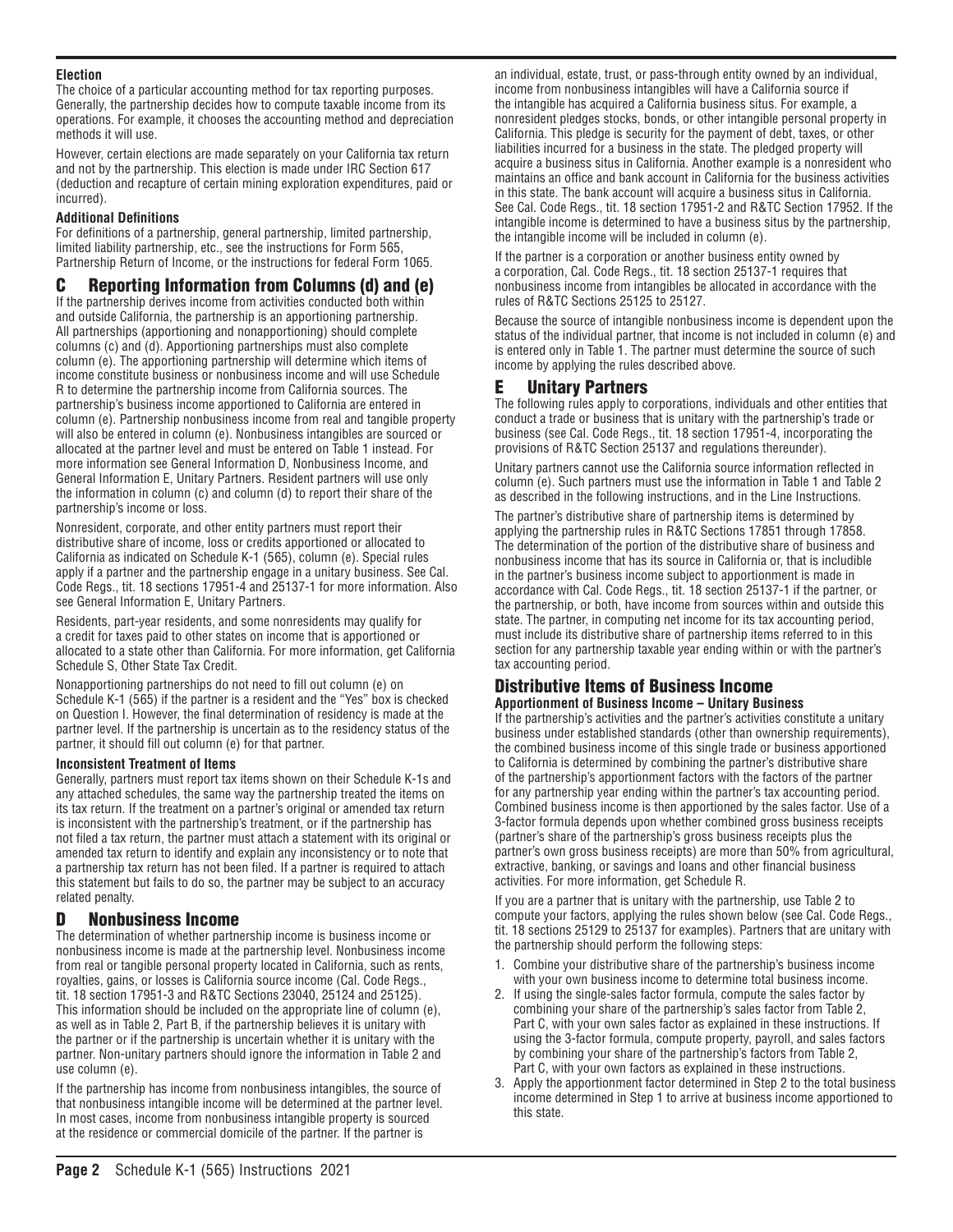**Election**

The choice of a particular accounting method for tax reporting purposes. Generally, the partnership decides how to compute taxable income from its operations. For example, it chooses the accounting method and depreciation methods it will use.

However, certain elections are made separately on your California tax return and not by the partnership. This election is made under IRC Section 617 (deduction and recapture of certain mining exploration expenditures, paid or incurred).

**Additional Definitions**

For definitions of a partnership, general partnership, limited partnership, limited liability partnership, etc., see the instructions for Form 565, Partnership Return of Income, or the instructions for federal Form 1065.

## C Reporting Information from Columns (d) and (e)

If the partnership derives income from activities conducted both within and outside California, the partnership is an apportioning partnership. All partnerships (apportioning and nonapportioning) should complete columns (c) and (d). Apportioning partnerships must also complete column (e). The apportioning partnership will determine which items of income constitute business or nonbusiness income and will use Schedule R to determine the partnership income from California sources. The partnership's business income apportioned to California are entered in column (e). Partnership nonbusiness income from real and tangible property will also be entered in column (e). Nonbusiness intangibles are sourced or allocated at the partner level and must be entered on Table 1 instead. For more information see General Information D, Nonbusiness Income, and General Information E, Unitary Partners. Resident partners will use only the information in column (c) and column (d) to report their share of the partnership's income or loss.

Nonresident, corporate, and other entity partners must report their distributive share of income, loss or credits apportioned or allocated to California as indicated on Schedule K-1 (565), column (e). Special rules apply if a partner and the partnership engage in a unitary business. See Cal. Code Regs., tit. 18 sections 17951-4 and 25137-1 for more information. Also see General Information E, Unitary Partners.

Residents, part-year residents, and some nonresidents may qualify for a credit for taxes paid to other states on income that is apportioned or allocated to a state other than California. For more information, get California Schedule S, Other State Tax Credit.

Nonapportioning partnerships do not need to fill out column (e) on Schedule K-1 (565) if the partner is a resident and the "Yes" box is checked on Question I. However, the final determination of residency is made at the partner level. If the partnership is uncertain as to the residency status of the partner, it should fill out column (e) for that partner.

**Inconsistent Treatment of Items**

Generally, partners must report tax items shown on their Schedule K-1s and any attached schedules, the same way the partnership treated the items on its tax return. If the treatment on a partner's original or amended tax return is inconsistent with the partnership's treatment, or if the partnership has not filed a tax return, the partner must attach a statement with its original or amended tax return to identify and explain any inconsistency or to note that a partnership tax return has not been filed. If a partner is required to attach this statement but fails to do so, the partner may be subject to an accuracy related penalty.

## D Nonbusiness Income

The determination of whether partnership income is business income or nonbusiness income is made at the partnership level. Nonbusiness income from real or tangible personal property located in California, such as rents, royalties, gains, or losses is California source income (Cal. Code Regs., tit. 18 section 17951-3 and R&TC Sections 23040, 25124 and 25125). This information should be included on the appropriate line of column (e), as well as in Table 2, Part B, if the partnership believes it is unitary with the partner or if the partnership is uncertain whether it is unitary with the partner. Non-unitary partners should ignore the information in Table 2 and use column (e).

If the partnership has income from nonbusiness intangibles, the source of that nonbusiness intangible income will be determined at the partner level. In most cases, income from nonbusiness intangible property is sourced at the residence or commercial domicile of the partner. If the partner is an individual, estate, trust, or pass-through entity owned by an individual, income from nonbusiness intangibles will have a California source if the intangible has acquired a California business situs. For example, a nonresident pledges stocks, bonds, or other intangible personal property in California. This pledge is security for the payment of debt, taxes, or other liabilities incurred for a business in the state. The pledged property will acquire a business situs in California. Another example is a nonresident who maintains an office and bank account in California for the business activities in this state. The bank account will acquire a business situs in California. See Cal. Code Regs., tit. 18 section 17951-2 and R&TC Section 17952. If the intangible income is determined to have a business situs by the partnership, the intangible income will be included in column (e).

If the partner is a corporation or another business entity owned by a corporation, Cal. Code Regs., tit. 18 section 25137-1 requires that nonbusiness income from intangibles be allocated in accordance with the rules of R&TC Sections 25125 to 25127.

Because the source of intangible nonbusiness income is dependent upon the status of the individual partner, that income is not included in column (e) and is entered only in Table 1. The partner must determine the source of such income by applying the rules described above.

## E Unitary Partners

The following rules apply to corporations, individuals and other entities that conduct a trade or business that is unitary with the partnership's trade or business (see Cal. Code Regs., tit. 18 section 17951-4, incorporating the provisions of R&TC Section 25137 and regulations thereunder).

Unitary partners cannot use the California source information reflected in column (e). Such partners must use the information in Table 1 and Table 2 as described in the following instructions, and in the Line Instructions.

The partner's distributive share of partnership items is determined by applying the partnership rules in R&TC Sections 17851 through 17858. The determination of the portion of the distributive share of business and nonbusiness income that has its source in California or, that is includible in the partner's business income subject to apportionment is made in accordance with Cal. Code Regs., tit. 18 section 25137-1 if the partner, or the partnership, or both, have income from sources within and outside this state. The partner, in computing net income for its tax accounting period, must include its distributive share of partnership items referred to in this section for any partnership taxable year ending within or with the partner's tax accounting period.

## Distributive Items of Business Income

**Apportionment of Business Income – Unitary Business**

If the partnership's activities and the partner's activities constitute a unitary business under established standards (other than ownership requirements), the combined business income of this single trade or business apportioned to California is determined by combining the partner's distributive share of the partnership's apportionment factors with the factors of the partner for any partnership year ending within the partner's tax accounting period. Combined business income is then apportioned by the sales factor. Use of a 3-factor formula depends upon whether combined gross business receipts (partner's share of the partnership's gross business receipts plus the partner's own gross business receipts) are more than 50% from agricultural, extractive, banking, or savings and loans and other financial business activities. For more information, get Schedule R.

If you are a partner that is unitary with the partnership, use Table 2 to compute your factors, applying the rules shown below (see Cal. Code Regs., tit. 18 sections 25129 to 25137 for examples). Partners that are unitary with the partnership should perform the following steps:

1. Combine your distributive share of the partnership's business income with your own business income to determine total business income.
2. If using the single-sales factor formula, compute the sales factor by combining your share of the partnership's sales factor from Table 2, Part C, with your own sales factor as explained in these instructions. If using the 3-factor formula, compute property, payroll, and sales factors by combining your share of the partnership's factors from Table 2, Part C, with your own factors as explained in these instructions.
3. Apply the apportionment factor determined in Step 2 to the total business income determined in Step 1 to arrive at business income apportioned to this state.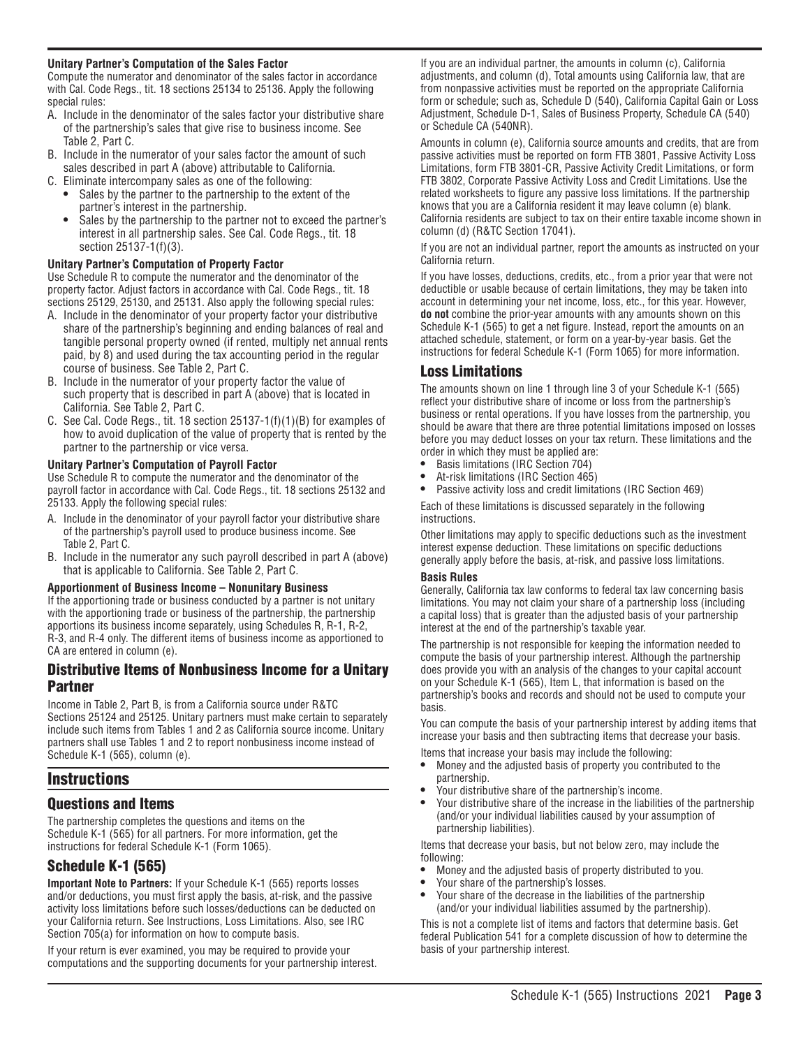**Unitary Partner's Computation of the Sales Factor**

Compute the numerator and denominator of the sales factor in accordance with Cal. Code Regs., tit. 18 sections 25134 to 25136. Apply the following special rules:

A. Include in the denominator of the sales factor your distributive share of the partnership's sales that give rise to business income. See Table 2, Part C.
B. Include in the numerator of your sales factor the amount of such sales described in part A (above) attributable to California.
C. Eliminate intercompany sales as one of the following:
   - Sales by the partner to the partnership to the extent of the partner's interest in the partnership.
   - Sales by the partnership to the partner not to exceed the partner's interest in all partnership sales. See Cal. Code Regs., tit. 18 section 25137-1(f)(3).

**Unitary Partner's Computation of Property Factor**

Use Schedule R to compute the numerator and the denominator of the property factor. Adjust factors in accordance with Cal. Code Regs., tit. 18 sections 25129, 25130, and 25131. Also apply the following special rules:

A. Include in the denominator of your property factor your distributive share of the partnership's beginning and ending balances of real and tangible personal property owned (if rented, multiply net annual rents paid, by 8) and used during the tax accounting period in the regular course of business. See Table 2, Part C.
B. Include in the numerator of your property factor the value of such property that is described in part A (above) that is located in California. See Table 2, Part C.
C. See Cal. Code Regs., tit. 18 section 25137-1(f)(1)(B) for examples of how to avoid duplication of the value of property that is rented by the partner to the partnership or vice versa.

**Unitary Partner's Computation of Payroll Factor**

Use Schedule R to compute the numerator and the denominator of the payroll factor in accordance with Cal. Code Regs., tit. 18 sections 25132 and 25133. Apply the following special rules:

A. Include in the denominator of your payroll factor your distributive share of the partnership's payroll used to produce business income. See Table 2, Part C.
B. Include in the numerator any such payroll described in part A (above) that is applicable to California. See Table 2, Part C.

**Apportionment of Business Income – Nonunitary Business**

If the apportioning trade or business conducted by a partner is not unitary with the apportioning trade or business of the partnership, the partnership apportions its business income separately, using Schedules R, R-1, R-2, R-3, and R-4 only. The different items of business income as apportioned to CA are entered in column (e).

## Distributive Items of Nonbusiness Income for a Unitary Partner

Income in Table 2, Part B, is from a California source under R&TC Sections 25124 and 25125. Unitary partners must make certain to separately include such items from Tables 1 and 2 as California source income. Unitary partners shall use Tables 1 and 2 to report nonbusiness income instead of Schedule K-1 (565), column (e).

# Instructions

## Questions and Items

The partnership completes the questions and items on the Schedule K-1 (565) for all partners. For more information, get the instructions for federal Schedule K-1 (Form 1065).

## Schedule K-1 (565)

**Important Note to Partners:** If your Schedule K-1 (565) reports losses and/or deductions, you must first apply the basis, at-risk, and the passive activity loss limitations before such losses/deductions can be deducted on your California return. See Instructions, Loss Limitations. Also, see IRC Section 705(a) for information on how to compute basis.

If your return is ever examined, you may be required to provide your computations and the supporting documents for your partnership interest.

If you are an individual partner, the amounts in column (c), California adjustments, and column (d), Total amounts using California law, that are from nonpassive activities must be reported on the appropriate California form or schedule; such as, Schedule D (540), California Capital Gain or Loss Adjustment, Schedule D-1, Sales of Business Property, Schedule CA (540) or Schedule CA (540NR).

Amounts in column (e), California source amounts and credits, that are from passive activities must be reported on form FTB 3801, Passive Activity Loss Limitations, form FTB 3801-CR, Passive Activity Credit Limitations, or form FTB 3802, Corporate Passive Activity Loss and Credit Limitations. Use the related worksheets to figure any passive loss limitations. If the partnership knows that you are a California resident it may leave column (e) blank. California residents are subject to tax on their entire taxable income shown in column (d) (R&TC Section 17041).

If you are not an individual partner, report the amounts as instructed on your California return.

If you have losses, deductions, credits, etc., from a prior year that were not deductible or usable because of certain limitations, they may be taken into account in determining your net income, loss, etc., for this year. However, **do not** combine the prior-year amounts with any amounts shown on this Schedule K-1 (565) to get a net figure. Instead, report the amounts on an attached schedule, statement, or form on a year-by-year basis. Get the instructions for federal Schedule K-1 (Form 1065) for more information.

## Loss Limitations

The amounts shown on line 1 through line 3 of your Schedule K-1 (565) reflect your distributive share of income or loss from the partnership's business or rental operations. If you have losses from the partnership, you should be aware that there are three potential limitations imposed on losses before you may deduct losses on your tax return. These limitations and the order in which they must be applied are:

- Basis limitations (IRC Section 704)
- At-risk limitations (IRC Section 465)
- Passive activity loss and credit limitations (IRC Section 469)

Each of these limitations is discussed separately in the following instructions.

Other limitations may apply to specific deductions such as the investment interest expense deduction. These limitations on specific deductions generally apply before the basis, at-risk, and passive loss limitations.

**Basis Rules**

Generally, California tax law conforms to federal tax law concerning basis limitations. You may not claim your share of a partnership loss (including a capital loss) that is greater than the adjusted basis of your partnership interest at the end of the partnership's taxable year.

The partnership is not responsible for keeping the information needed to compute the basis of your partnership interest. Although the partnership does provide you with an analysis of the changes to your capital account on your Schedule K-1 (565), Item L, that information is based on the partnership's books and records and should not be used to compute your basis.

You can compute the basis of your partnership interest by adding items that increase your basis and then subtracting items that decrease your basis.

Items that increase your basis may include the following:

- Money and the adjusted basis of property you contributed to the partnership.
- Your distributive share of the partnership's income.
- Your distributive share of the increase in the liabilities of the partnership (and/or your individual liabilities caused by your assumption of partnership liabilities).

Items that decrease your basis, but not below zero, may include the following:

- Money and the adjusted basis of property distributed to you.
- Your share of the partnership's losses.
- Your share of the decrease in the liabilities of the partnership (and/or your individual liabilities assumed by the partnership).

This is not a complete list of items and factors that determine basis. Get federal Publication 541 for a complete discussion of how to determine the basis of your partnership interest.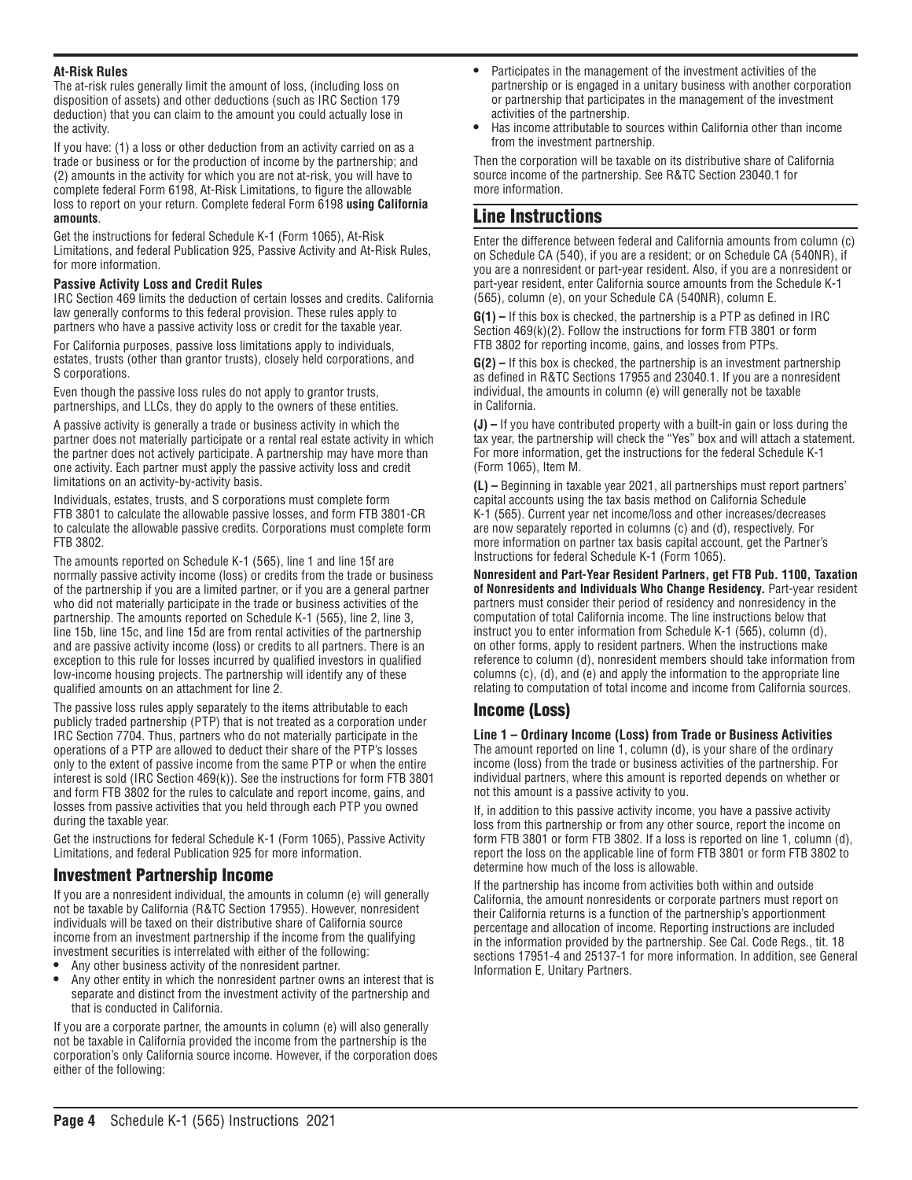**At-Risk Rules**

The at-risk rules generally limit the amount of loss, (including loss on disposition of assets) and other deductions (such as IRC Section 179 deduction) that you can claim to the amount you could actually lose in the activity.

If you have: (1) a loss or other deduction from an activity carried on as a trade or business or for the production of income by the partnership; and (2) amounts in the activity for which you are not at-risk, you will have to complete federal Form 6198, At-Risk Limitations, to figure the allowable loss to report on your return. Complete federal Form 6198 **using California amounts**.

Get the instructions for federal Schedule K-1 (Form 1065), At-Risk Limitations, and federal Publication 925, Passive Activity and At-Risk Rules, for more information.

**Passive Activity Loss and Credit Rules**

IRC Section 469 limits the deduction of certain losses and credits. California law generally conforms to this federal provision. These rules apply to partners who have a passive activity loss or credit for the taxable year.

For California purposes, passive loss limitations apply to individuals, estates, trusts (other than grantor trusts), closely held corporations, and S corporations.

Even though the passive loss rules do not apply to grantor trusts, partnerships, and LLCs, they do apply to the owners of these entities.

A passive activity is generally a trade or business activity in which the partner does not materially participate or a rental real estate activity in which the partner does not actively participate. A partnership may have more than one activity. Each partner must apply the passive activity loss and credit limitations on an activity-by-activity basis.

Individuals, estates, trusts, and S corporations must complete form FTB 3801 to calculate the allowable passive losses, and form FTB 3801-CR to calculate the allowable passive credits. Corporations must complete form FTB 3802.

The amounts reported on Schedule K-1 (565), line 1 and line 15f are normally passive activity income (loss) or credits from the trade or business of the partnership if you are a limited partner, or if you are a general partner who did not materially participate in the trade or business activities of the partnership. The amounts reported on Schedule K-1 (565), line 2, line 3, line 15b, line 15c, and line 15d are from rental activities of the partnership and are passive activity income (loss) or credits to all partners. There is an exception to this rule for losses incurred by qualified investors in qualified low-income housing projects. The partnership will identify any of these qualified amounts on an attachment for line 2.

The passive loss rules apply separately to the items attributable to each publicly traded partnership (PTP) that is not treated as a corporation under IRC Section 7704. Thus, partners who do not materially participate in the operations of a PTP are allowed to deduct their share of the PTP's losses only to the extent of passive income from the same PTP or when the entire interest is sold (IRC Section 469(k)). See the instructions for form FTB 3801 and form FTB 3802 for the rules to calculate and report income, gains, and losses from passive activities that you held through each PTP you owned during the taxable year.

Get the instructions for federal Schedule K-1 (Form 1065), Passive Activity Limitations, and federal Publication 925 for more information.

## Investment Partnership Income

If you are a nonresident individual, the amounts in column (e) will generally not be taxable by California (R&TC Section 17955). However, nonresident individuals will be taxed on their distributive share of California source income from an investment partnership if the income from the qualifying investment securities is interrelated with either of the following:

- Any other business activity of the nonresident partner.
- Any other entity in which the nonresident partner owns an interest that is separate and distinct from the investment activity of the partnership and that is conducted in California.

If you are a corporate partner, the amounts in column (e) will also generally not be taxable in California provided the income from the partnership is the corporation's only California source income. However, if the corporation does either of the following:

- Participates in the management of the investment activities of the partnership or is engaged in a unitary business with another corporation or partnership that participates in the management of the investment activities of the partnership.
- Has income attributable to sources within California other than income from the investment partnership.

Then the corporation will be taxable on its distributive share of California source income of the partnership. See R&TC Section 23040.1 for more information.

# Line Instructions

Enter the difference between federal and California amounts from column (c) on Schedule CA (540), if you are a resident; or on Schedule CA (540NR), if you are a nonresident or part-year resident. Also, if you are a nonresident or part-year resident, enter California source amounts from the Schedule K-1 (565), column (e), on your Schedule CA (540NR), column E.

**G(1) –** If this box is checked, the partnership is a PTP as defined in IRC Section 469(k)(2). Follow the instructions for form FTB 3801 or form FTB 3802 for reporting income, gains, and losses from PTPs.

**G(2) –** If this box is checked, the partnership is an investment partnership as defined in R&TC Sections 17955 and 23040.1. If you are a nonresident individual, the amounts in column (e) will generally not be taxable in California.

**(J) –** If you have contributed property with a built-in gain or loss during the tax year, the partnership will check the "Yes" box and will attach a statement. For more information, get the instructions for the federal Schedule K-1 (Form 1065), Item M.

**(L) –** Beginning in taxable year 2021, all partnerships must report partners' capital accounts using the tax basis method on California Schedule K-1 (565). Current year net income/loss and other increases/decreases are now separately reported in columns (c) and (d), respectively. For more information on partner tax basis capital account, get the Partner's Instructions for federal Schedule K-1 (Form 1065).

**Nonresident and Part-Year Resident Partners, get FTB Pub. 1100, Taxation of Nonresidents and Individuals Who Change Residency.** Part-year resident partners must consider their period of residency and nonresidency in the computation of total California income. The line instructions below that instruct you to enter information from Schedule K-1 (565), column (d), on other forms, apply to resident partners. When the instructions make reference to column (d), nonresident members should take information from columns (c), (d), and (e) and apply the information to the appropriate line relating to computation of total income and income from California sources.

## Income (Loss)

**Line 1 – Ordinary Income (Loss) from Trade or Business Activities**

The amount reported on line 1, column (d), is your share of the ordinary income (loss) from the trade or business activities of the partnership. For individual partners, where this amount is reported depends on whether or not this amount is a passive activity to you.

If, in addition to this passive activity income, you have a passive activity loss from this partnership or from any other source, report the income on form FTB 3801 or form FTB 3802. If a loss is reported on line 1, column (d), report the loss on the applicable line of form FTB 3801 or form FTB 3802 to determine how much of the loss is allowable.

If the partnership has income from activities both within and outside California, the amount nonresidents or corporate partners must report on their California returns is a function of the partnership's apportionment percentage and allocation of income. Reporting instructions are included in the information provided by the partnership. See Cal. Code Regs., tit. 18 sections 17951-4 and 25137-1 for more information. In addition, see General Information E, Unitary Partners.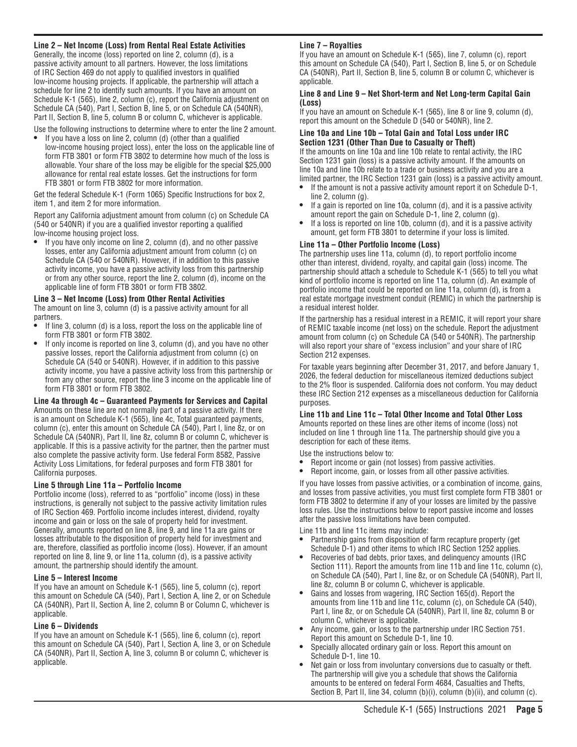### Line 2 – Net Income (Loss) from Rental Real Estate Activities

Generally, the income (loss) reported on line 2, column (d), is a passive activity amount to all partners. However, the loss limitations of IRC Section 469 do not apply to qualified investors in qualified low-income housing projects. If applicable, the partnership will attach a schedule for line 2 to identify such amounts. If you have an amount on Schedule K-1 (565), line 2, column (c), report the California adjustment on Schedule CA (540), Part I, Section B, line 5, or on Schedule CA (540NR), Part II, Section B, line 5, column B or column C, whichever is applicable.

Use the following instructions to determine where to enter the line 2 amount.

- If you have a loss on line 2, column (d) (other than a qualified low-income housing project loss), enter the loss on the applicable line of form FTB 3801 or form FTB 3802 to determine how much of the loss is allowable. Your share of the loss may be eligible for the special $25,000 allowance for rental real estate losses. Get the instructions for form FTB 3801 or form FTB 3802 for more information.

Get the federal Schedule K-1 (Form 1065) Specific Instructions for box 2, item 1, and item 2 for more information.

Report any California adjustment amount from column (c) on Schedule CA (540 or 540NR) if you are a qualified investor reporting a qualified low-income housing project loss.

- If you have only income on line 2, column (d), and no other passive losses, enter any California adjustment amount from column (c) on Schedule CA (540 or 540NR). However, if in addition to this passive activity income, you have a passive activity loss from this partnership or from any other source, report the line 2, column (d), income on the applicable line of form FTB 3801 or form FTB 3802.

### Line 3 – Net Income (Loss) from Other Rental Activities

The amount on line 3, column (d) is a passive activity amount for all partners.

- If line 3, column (d) is a loss, report the loss on the applicable line of form FTB 3801 or form FTB 3802.
- If only income is reported on line 3, column (d), and you have no other passive losses, report the California adjustment from column (c) on Schedule CA (540 or 540NR). However, if in addition to this passive activity income, you have a passive activity loss from this partnership or from any other source, report the line 3 income on the applicable line of form FTB 3801 or form FTB 3802.

### Line 4a through 4c – Guaranteed Payments for Services and Capital

Amounts on these line are not normally part of a passive activity. If there is an amount on Schedule K-1 (565), line 4c, Total guaranteed payments, column (c), enter this amount on Schedule CA (540), Part I, line 8z, or on Schedule CA (540NR), Part II, line 8z, column B or column C, whichever is applicable. If this is a passive activity for the partner, then the partner must also complete the passive activity form. Use federal Form 8582, Passive Activity Loss Limitations, for federal purposes and form FTB 3801 for California purposes.

### Line 5 through Line 11a – Portfolio Income

Portfolio income (loss), referred to as "portfolio" income (loss) in these instructions, is generally not subject to the passive activity limitation rules of IRC Section 469. Portfolio income includes interest, dividend, royalty income and gain or loss on the sale of property held for investment. Generally, amounts reported on line 8, line 9, and line 11a are gains or losses attributable to the disposition of property held for investment and are, therefore, classified as portfolio income (loss). However, if an amount reported on line 8, line 9, or line 11a, column (d), is a passive activity amount, the partnership should identify the amount.

### Line 5 – Interest Income

If you have an amount on Schedule K-1 (565), line 5, column (c), report this amount on Schedule CA (540), Part I, Section A, line 2, or on Schedule CA (540NR), Part II, Section A, line 2, column B or Column C, whichever is applicable.

### Line 6 – Dividends

If you have an amount on Schedule K-1 (565), line 6, column (c), report this amount on Schedule CA (540), Part I, Section A, line 3, or on Schedule CA (540NR), Part II, Section A, line 3, column B or column C, whichever is applicable.

### Line 7 – Royalties

If you have an amount on Schedule K-1 (565), line 7, column (c), report this amount on Schedule CA (540), Part I, Section B, line 5, or on Schedule CA (540NR), Part II, Section B, line 5, column B or column C, whichever is applicable.

### Line 8 and Line 9 – Net Short-term and Net Long-term Capital Gain (Loss)

If you have an amount on Schedule K-1 (565), line 8 or line 9, column (d), report this amount on the Schedule D (540 or 540NR), line 2.

### Line 10a and Line 10b – Total Gain and Total Loss under IRC Section 1231 (Other Than Due to Casualty or Theft)

If the amounts on line 10a and line 10b relate to rental activity, the IRC Section 1231 gain (loss) is a passive activity amount. If the amounts on line 10a and line 10b relate to a trade or business activity and you are a limited partner, the IRC Section 1231 gain (loss) is a passive activity amount.

- If the amount is not a passive activity amount report it on Schedule D-1, line 2, column (g).
- If a gain is reported on line 10a, column (d), and it is a passive activity amount report the gain on Schedule D-1, line 2, column (g).
- If a loss is reported on line 10b, column (d), and it is a passive activity amount, get form FTB 3801 to determine if your loss is limited.

### Line 11a – Other Portfolio Income (Loss)

The partnership uses line 11a, column (d), to report portfolio income other than interest, dividend, royalty, and capital gain (loss) income. The partnership should attach a schedule to Schedule K-1 (565) to tell you what kind of portfolio income is reported on line 11a, column (d). An example of portfolio income that could be reported on line 11a, column (d), is from a real estate mortgage investment conduit (REMIC) in which the partnership is a residual interest holder.

If the partnership has a residual interest in a REMIC, it will report your share of REMIC taxable income (net loss) on the schedule. Report the adjustment amount from column (c) on Schedule CA (540 or 540NR). The partnership will also report your share of "excess inclusion" and your share of IRC Section 212 expenses.

For taxable years beginning after December 31, 2017, and before January 1, 2026, the federal deduction for miscellaneous itemized deductions subject to the 2% floor is suspended. California does not conform. You may deduct these IRC Section 212 expenses as a miscellaneous deduction for California purposes.

### Line 11b and Line 11c – Total Other Income and Total Other Loss

Amounts reported on these lines are other items of income (loss) not included on line 1 through line 11a. The partnership should give you a description for each of these items.

Use the instructions below to:

- Report income or gain (not losses) from passive activities.
- Report income, gain, or losses from all other passive activities.

If you have losses from passive activities, or a combination of income, gains, and losses from passive activities, you must first complete form FTB 3801 or form FTB 3802 to determine if any of your losses are limited by the passive loss rules. Use the instructions below to report passive income and losses after the passive loss limitations have been computed.

Line 11b and line 11c items may include:

- Partnership gains from disposition of farm recapture property (get Schedule D-1) and other items to which IRC Section 1252 applies.
- Recoveries of bad debts, prior taxes, and delinquency amounts (IRC Section 111). Report the amounts from line 11b and line 11c, column (c), on Schedule CA (540), Part I, line 8z, or on Schedule CA (540NR), Part II, line 8z, column B or column C, whichever is applicable.
- Gains and losses from wagering, IRC Section 165(d). Report the amounts from line 11b and line 11c, column (c), on Schedule CA (540), Part I, line 8z, or on Schedule CA (540NR), Part II, line 8z, column B or column C, whichever is applicable.
- Any income, gain, or loss to the partnership under IRC Section 751. Report this amount on Schedule D-1, line 10.
- Specially allocated ordinary gain or loss. Report this amount on Schedule D-1, line 10.
- Net gain or loss from involuntary conversions due to casualty or theft. The partnership will give you a schedule that shows the California amounts to be entered on federal Form 4684, Casualties and Thefts, Section B, Part II, line 34, column (b)(i), column (b)(ii), and column (c).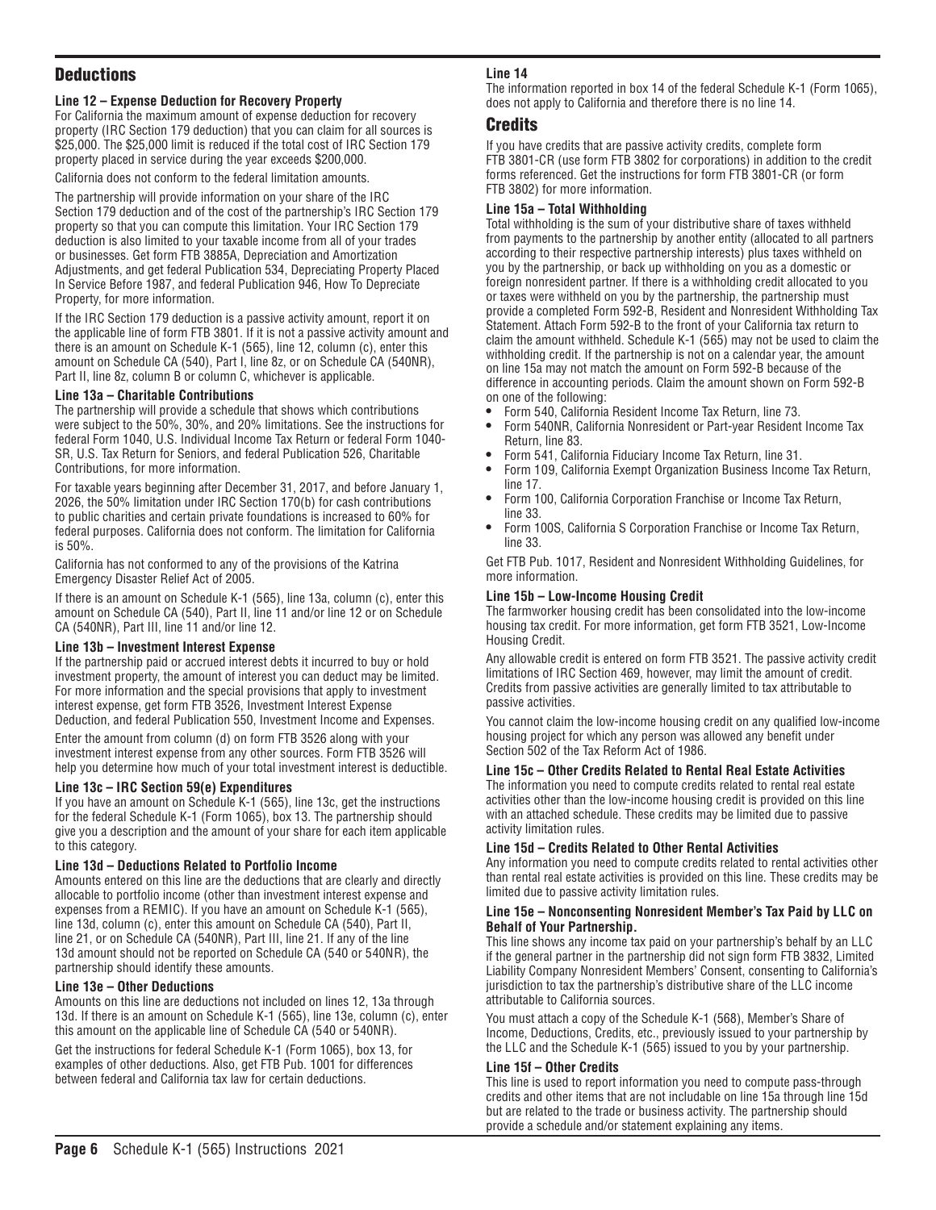## Deductions

### Line 12 – Expense Deduction for Recovery Property

For California the maximum amount of expense deduction for recovery property (IRC Section 179 deduction) that you can claim for all sources is $25,000. The $25,000 limit is reduced if the total cost of IRC Section 179 property placed in service during the year exceeds $200,000.

California does not conform to the federal limitation amounts.

The partnership will provide information on your share of the IRC Section 179 deduction and of the cost of the partnership's IRC Section 179 property so that you can compute this limitation. Your IRC Section 179 deduction is also limited to your taxable income from all of your trades or businesses. Get form FTB 3885A, Depreciation and Amortization Adjustments, and get federal Publication 534, Depreciating Property Placed In Service Before 1987, and federal Publication 946, How To Depreciate Property, for more information.

If the IRC Section 179 deduction is a passive activity amount, report it on the applicable line of form FTB 3801. If it is not a passive activity amount and there is an amount on Schedule K-1 (565), line 12, column (c), enter this amount on Schedule CA (540), Part I, line 8z, or on Schedule CA (540NR), Part II, line 8z, column B or column C, whichever is applicable.

### Line 13a – Charitable Contributions

The partnership will provide a schedule that shows which contributions were subject to the 50%, 30%, and 20% limitations. See the instructions for federal Form 1040, U.S. Individual Income Tax Return or federal Form 1040-SR, U.S. Tax Return for Seniors, and federal Publication 526, Charitable Contributions, for more information.

For taxable years beginning after December 31, 2017, and before January 1, 2026, the 50% limitation under IRC Section 170(b) for cash contributions to public charities and certain private foundations is increased to 60% for federal purposes. California does not conform. The limitation for California is 50%.

California has not conformed to any of the provisions of the Katrina Emergency Disaster Relief Act of 2005.

If there is an amount on Schedule K-1 (565), line 13a, column (c), enter this amount on Schedule CA (540), Part II, line 11 and/or line 12 or on Schedule CA (540NR), Part III, line 11 and/or line 12.

### Line 13b – Investment Interest Expense

If the partnership paid or accrued interest debts it incurred to buy or hold investment property, the amount of interest you can deduct may be limited. For more information and the special provisions that apply to investment interest expense, get form FTB 3526, Investment Interest Expense Deduction, and federal Publication 550, Investment Income and Expenses.

Enter the amount from column (d) on form FTB 3526 along with your investment interest expense from any other sources. Form FTB 3526 will help you determine how much of your total investment interest is deductible.

### Line 13c – IRC Section 59(e) Expenditures

If you have an amount on Schedule K-1 (565), line 13c, get the instructions for the federal Schedule K-1 (Form 1065), box 13. The partnership should give you a description and the amount of your share for each item applicable to this category.

### Line 13d – Deductions Related to Portfolio Income

Amounts entered on this line are the deductions that are clearly and directly allocable to portfolio income (other than investment interest expense and expenses from a REMIC). If you have an amount on Schedule K-1 (565), line 13d, column (c), enter this amount on Schedule CA (540), Part II, line 21, or on Schedule CA (540NR), Part III, line 21. If any of the line 13d amount should not be reported on Schedule CA (540 or 540NR), the partnership should identify these amounts.

### Line 13e – Other Deductions

Amounts on this line are deductions not included on lines 12, 13a through 13d. If there is an amount on Schedule K-1 (565), line 13e, column (c), enter this amount on the applicable line of Schedule CA (540 or 540NR).

Get the instructions for federal Schedule K-1 (Form 1065), box 13, for examples of other deductions. Also, get FTB Pub. 1001 for differences between federal and California tax law for certain deductions.

### Line 14

The information reported in box 14 of the federal Schedule K-1 (Form 1065), does not apply to California and therefore there is no line 14.

## Credits

If you have credits that are passive activity credits, complete form FTB 3801-CR (use form FTB 3802 for corporations) in addition to the credit forms referenced. Get the instructions for form FTB 3801-CR (or form FTB 3802) for more information.

### Line 15a – Total Withholding

Total withholding is the sum of your distributive share of taxes withheld from payments to the partnership by another entity (allocated to all partners according to their respective partnership interests) plus taxes withheld on you by the partnership, or back up withholding on you as a domestic or foreign nonresident partner. If there is a withholding credit allocated to you or taxes were withheld on you by the partnership, the partnership must provide a completed Form 592-B, Resident and Nonresident Withholding Tax Statement. Attach Form 592-B to the front of your California tax return to claim the amount withheld. Schedule K-1 (565) may not be used to claim the withholding credit. If the partnership is not on a calendar year, the amount on line 15a may not match the amount on Form 592-B because of the difference in accounting periods. Claim the amount shown on Form 592-B on one of the following:

- Form 540, California Resident Income Tax Return, line 73.
- Form 540NR, California Nonresident or Part-year Resident Income Tax Return, line 83.
- Form 541, California Fiduciary Income Tax Return, line 31.
- Form 109, California Exempt Organization Business Income Tax Return, line 17.
- Form 100, California Corporation Franchise or Income Tax Return, line 33.
- Form 100S, California S Corporation Franchise or Income Tax Return, line 33.

Get FTB Pub. 1017, Resident and Nonresident Withholding Guidelines, for more information.

### Line 15b – Low-Income Housing Credit

The farmworker housing credit has been consolidated into the low-income housing tax credit. For more information, get form FTB 3521, Low-Income Housing Credit.

Any allowable credit is entered on form FTB 3521. The passive activity credit limitations of IRC Section 469, however, may limit the amount of credit. Credits from passive activities are generally limited to tax attributable to passive activities.

You cannot claim the low-income housing credit on any qualified low-income housing project for which any person was allowed any benefit under Section 502 of the Tax Reform Act of 1986.

### Line 15c – Other Credits Related to Rental Real Estate Activities

The information you need to compute credits related to rental real estate activities other than the low-income housing credit is provided on this line with an attached schedule. These credits may be limited due to passive activity limitation rules.

### Line 15d – Credits Related to Other Rental Activities

Any information you need to compute credits related to rental activities other than rental real estate activities is provided on this line. These credits may be limited due to passive activity limitation rules.

### Line 15e – Nonconsenting Nonresident Member's Tax Paid by LLC on Behalf of Your Partnership.

This line shows any income tax paid on your partnership's behalf by an LLC if the general partner in the partnership did not sign form FTB 3832, Limited Liability Company Nonresident Members' Consent, consenting to California's jurisdiction to tax the partnership's distributive share of the LLC income attributable to California sources.

You must attach a copy of the Schedule K-1 (568), Member's Share of Income, Deductions, Credits, etc., previously issued to your partnership by the LLC and the Schedule K-1 (565) issued to you by your partnership.

### Line 15f – Other Credits

This line is used to report information you need to compute pass-through credits and other items that are not includable on line 15a through line 15d but are related to the trade or business activity. The partnership should provide a schedule and/or statement explaining any items.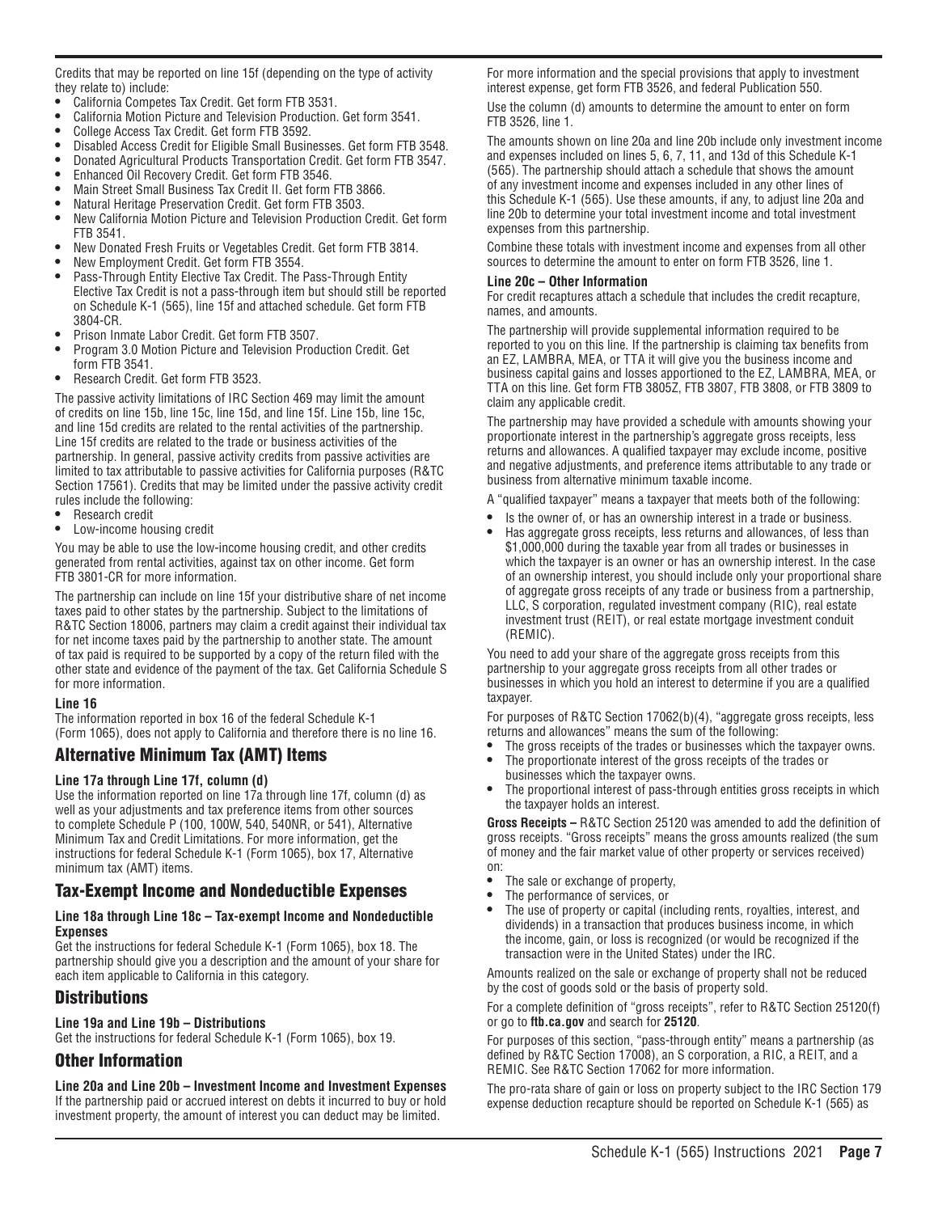Credits that may be reported on line 15f (depending on the type of activity they relate to) include:

- California Competes Tax Credit. Get form FTB 3531.
- California Motion Picture and Television Production. Get form 3541.
- College Access Tax Credit. Get form FTB 3592.
- Disabled Access Credit for Eligible Small Businesses. Get form FTB 3548.
- Donated Agricultural Products Transportation Credit. Get form FTB 3547.
- Enhanced Oil Recovery Credit. Get form FTB 3546.
- Main Street Small Business Tax Credit II. Get form FTB 3866.
- Natural Heritage Preservation Credit. Get form FTB 3503.
- New California Motion Picture and Television Production Credit. Get form FTB 3541.
- New Donated Fresh Fruits or Vegetables Credit. Get form FTB 3814.
- New Employment Credit. Get form FTB 3554.
- Pass-Through Entity Elective Tax Credit. The Pass-Through Entity Elective Tax Credit is not a pass-through item but should still be reported on Schedule K-1 (565), line 15f and attached schedule. Get form FTB 3804-CR.
- Prison Inmate Labor Credit. Get form FTB 3507.
- Program 3.0 Motion Picture and Television Production Credit. Get form FTB 3541.
- Research Credit. Get form FTB 3523.

The passive activity limitations of IRC Section 469 may limit the amount of credits on line 15b, line 15c, line 15d, and line 15f. Line 15b, line 15c, and line 15d credits are related to the rental activities of the partnership. Line 15f credits are related to the trade or business activities of the partnership. In general, passive activity credits from passive activities are limited to tax attributable to passive activities for California purposes (R&TC Section 17561). Credits that may be limited under the passive activity credit rules include the following:

- Research credit
- Low-income housing credit

You may be able to use the low-income housing credit, and other credits generated from rental activities, against tax on other income. Get form FTB 3801-CR for more information.

The partnership can include on line 15f your distributive share of net income taxes paid to other states by the partnership. Subject to the limitations of R&TC Section 18006, partners may claim a credit against their individual tax for net income taxes paid by the partnership to another state. The amount of tax paid is required to be supported by a copy of the return filed with the other state and evidence of the payment of the tax. Get California Schedule S for more information.

**Line 16**

The information reported in box 16 of the federal Schedule K-1 (Form 1065), does not apply to California and therefore there is no line 16.

## Alternative Minimum Tax (AMT) Items

**Line 17a through Line 17f, column (d)**

Use the information reported on line 17a through line 17f, column (d) as well as your adjustments and tax preference items from other sources to complete Schedule P (100, 100W, 540, 540NR, or 541), Alternative Minimum Tax and Credit Limitations. For more information, get the instructions for federal Schedule K-1 (Form 1065), box 17, Alternative minimum tax (AMT) items.

## Tax-Exempt Income and Nondeductible Expenses

**Line 18a through Line 18c – Tax-exempt Income and Nondeductible Expenses**

Get the instructions for federal Schedule K-1 (Form 1065), box 18. The partnership should give you a description and the amount of your share for each item applicable to California in this category.

## Distributions

**Line 19a and Line 19b – Distributions**

Get the instructions for federal Schedule K-1 (Form 1065), box 19.

## Other Information

**Line 20a and Line 20b – Investment Income and Investment Expenses**

If the partnership paid or accrued interest on debts it incurred to buy or hold investment property, the amount of interest you can deduct may be limited.

For more information and the special provisions that apply to investment interest expense, get form FTB 3526, and federal Publication 550.

Use the column (d) amounts to determine the amount to enter on form FTB 3526, line 1.

The amounts shown on line 20a and line 20b include only investment income and expenses included on lines 5, 6, 7, 11, and 13d of this Schedule K-1 (565). The partnership should attach a schedule that shows the amount of any investment income and expenses included in any other lines of this Schedule K-1 (565). Use these amounts, if any, to adjust line 20a and line 20b to determine your total investment income and total investment expenses from this partnership.

Combine these totals with investment income and expenses from all other sources to determine the amount to enter on form FTB 3526, line 1.

**Line 20c – Other Information**

For credit recaptures attach a schedule that includes the credit recapture, names, and amounts.

The partnership will provide supplemental information required to be reported to you on this line. If the partnership is claiming tax benefits from an EZ, LAMBRA, MEA, or TTA it will give you the business income and business capital gains and losses apportioned to the EZ, LAMBRA, MEA, or TTA on this line. Get form FTB 3805Z, FTB 3807, FTB 3808, or FTB 3809 to claim any applicable credit.

The partnership may have provided a schedule with amounts showing your proportionate interest in the partnership's aggregate gross receipts, less returns and allowances. A qualified taxpayer may exclude income, positive and negative adjustments, and preference items attributable to any trade or business from alternative minimum taxable income.

A "qualified taxpayer" means a taxpayer that meets both of the following:

- Is the owner of, or has an ownership interest in a trade or business.
- Has aggregate gross receipts, less returns and allowances, of less than $1,000,000 during the taxable year from all trades or businesses in which the taxpayer is an owner or has an ownership interest. In the case of an ownership interest, you should include only your proportional share of aggregate gross receipts of any trade or business from a partnership, LLC, S corporation, regulated investment company (RIC), real estate investment trust (REIT), or real estate mortgage investment conduit (REMIC).

You need to add your share of the aggregate gross receipts from this partnership to your aggregate gross receipts from all other trades or businesses in which you hold an interest to determine if you are a qualified taxpayer.

For purposes of R&TC Section 17062(b)(4), "aggregate gross receipts, less returns and allowances" means the sum of the following:

- The gross receipts of the trades or businesses which the taxpayer owns.
- The proportionate interest of the gross receipts of the trades or businesses which the taxpayer owns.
- The proportional interest of pass-through entities gross receipts in which the taxpayer holds an interest.

**Gross Receipts –** R&TC Section 25120 was amended to add the definition of gross receipts. "Gross receipts" means the gross amounts realized (the sum of money and the fair market value of other property or services received) on:

- The sale or exchange of property,
- The performance of services, or
- The use of property or capital (including rents, royalties, interest, and dividends) in a transaction that produces business income, in which the income, gain, or loss is recognized (or would be recognized if the transaction were in the United States) under the IRC.

Amounts realized on the sale or exchange of property shall not be reduced by the cost of goods sold or the basis of property sold.

For a complete definition of "gross receipts", refer to R&TC Section 25120(f) or go to **ftb.ca.gov** and search for **25120**.

For purposes of this section, "pass-through entity" means a partnership (as defined by R&TC Section 17008), an S corporation, a RIC, a REIT, and a REMIC. See R&TC Section 17062 for more information.

The pro-rata share of gain or loss on property subject to the IRC Section 179 expense deduction recapture should be reported on Schedule K-1 (565) as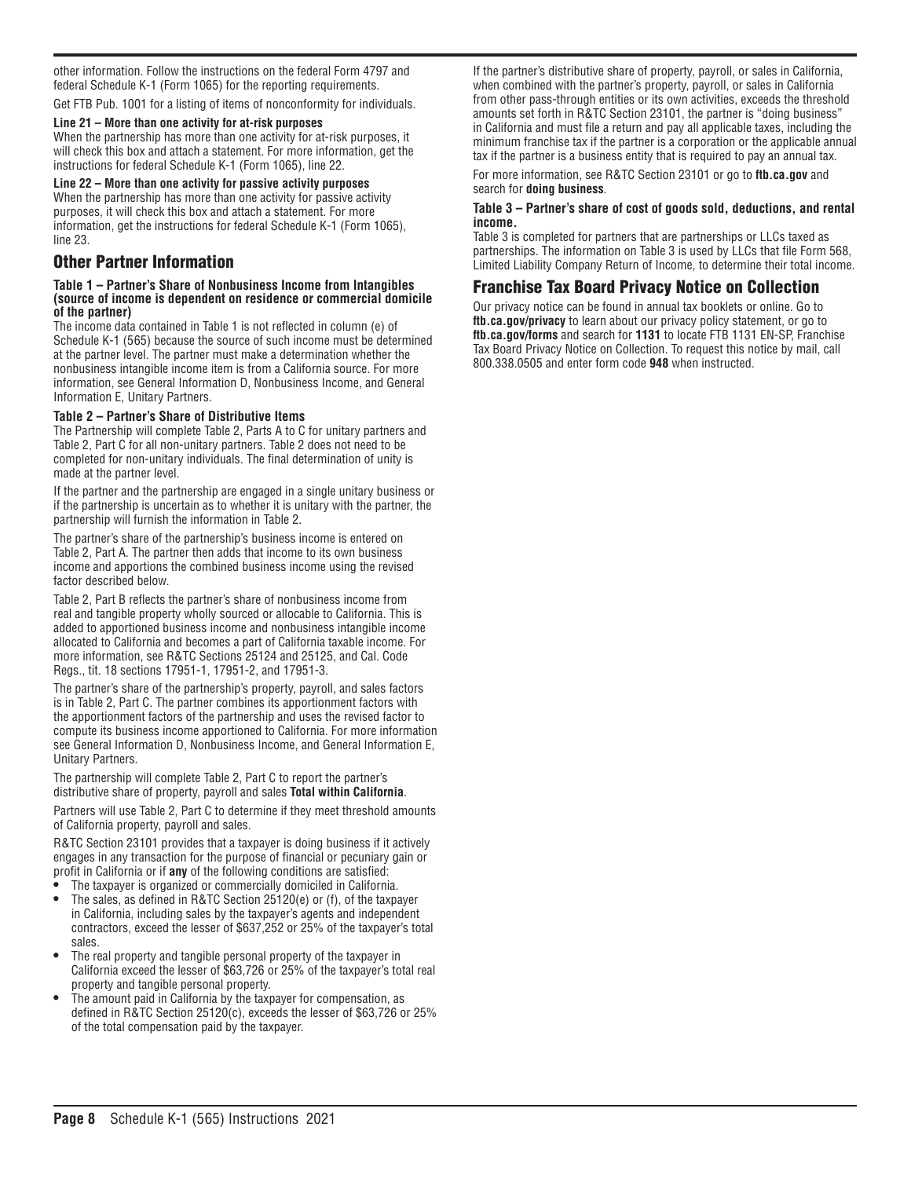other information. Follow the instructions on the federal Form 4797 and federal Schedule K-1 (Form 1065) for the reporting requirements.

Get FTB Pub. 1001 for a listing of items of nonconformity for individuals.

**Line 21 – More than one activity for at-risk purposes**

When the partnership has more than one activity for at-risk purposes, it will check this box and attach a statement. For more information, get the instructions for federal Schedule K-1 (Form 1065), line 22.

**Line 22 – More than one activity for passive activity purposes**

When the partnership has more than one activity for passive activity purposes, it will check this box and attach a statement. For more information, get the instructions for federal Schedule K-1 (Form 1065), line 23.

## Other Partner Information

**Table 1 – Partner's Share of Nonbusiness Income from Intangibles (source of income is dependent on residence or commercial domicile of the partner)**

The income data contained in Table 1 is not reflected in column (e) of Schedule K-1 (565) because the source of such income must be determined at the partner level. The partner must make a determination whether the nonbusiness intangible income item is from a California source. For more information, see General Information D, Nonbusiness Income, and General Information E, Unitary Partners.

**Table 2 – Partner's Share of Distributive Items**

The Partnership will complete Table 2, Parts A to C for unitary partners and Table 2, Part C for all non-unitary partners. Table 2 does not need to be completed for non-unitary individuals. The final determination of unity is made at the partner level.

If the partner and the partnership are engaged in a single unitary business or if the partnership is uncertain as to whether it is unitary with the partner, the partnership will furnish the information in Table 2.

The partner's share of the partnership's business income is entered on Table 2, Part A. The partner then adds that income to its own business income and apportions the combined business income using the revised factor described below.

Table 2, Part B reflects the partner's share of nonbusiness income from real and tangible property wholly sourced or allocable to California. This is added to apportioned business income and nonbusiness intangible income allocated to California and becomes a part of California taxable income. For more information, see R&TC Sections 25124 and 25125, and Cal. Code Regs., tit. 18 sections 17951-1, 17951-2, and 17951-3.

The partner's share of the partnership's property, payroll, and sales factors is in Table 2, Part C. The partner combines its apportionment factors with the apportionment factors of the partnership and uses the revised factor to compute its business income apportioned to California. For more information see General Information D, Nonbusiness Income, and General Information E, Unitary Partners.

The partnership will complete Table 2, Part C to report the partner's distributive share of property, payroll and sales **Total within California**.

Partners will use Table 2, Part C to determine if they meet threshold amounts of California property, payroll and sales.

R&TC Section 23101 provides that a taxpayer is doing business if it actively engages in any transaction for the purpose of financial or pecuniary gain or profit in California or if **any** of the following conditions are satisfied:

- The taxpayer is organized or commercially domiciled in California.
- The sales, as defined in R&TC Section 25120(e) or (f), of the taxpayer in California, including sales by the taxpayer's agents and independent contractors, exceed the lesser of $637,252 or 25% of the taxpayer's total sales.
- The real property and tangible personal property of the taxpayer in California exceed the lesser of $63,726 or 25% of the taxpayer's total real property and tangible personal property.
- The amount paid in California by the taxpayer for compensation, as defined in R&TC Section 25120(c), exceeds the lesser of $63,726 or 25% of the total compensation paid by the taxpayer.

If the partner's distributive share of property, payroll, or sales in California, when combined with the partner's property, payroll, or sales in California from other pass-through entities or its own activities, exceeds the threshold amounts set forth in R&TC Section 23101, the partner is "doing business" in California and must file a return and pay all applicable taxes, including the minimum franchise tax if the partner is a corporation or the applicable annual tax if the partner is a business entity that is required to pay an annual tax.

For more information, see R&TC Section 23101 or go to **ftb.ca.gov** and search for **doing business**.

**Table 3 – Partner's share of cost of goods sold, deductions, and rental income.**

Table 3 is completed for partners that are partnerships or LLCs taxed as partnerships. The information on Table 3 is used by LLCs that file Form 568, Limited Liability Company Return of Income, to determine their total income.

## Franchise Tax Board Privacy Notice on Collection

Our privacy notice can be found in annual tax booklets or online. Go to **ftb.ca.gov/privacy** to learn about our privacy policy statement, or go to **ftb.ca.gov/forms** and search for **1131** to locate FTB 1131 EN-SP, Franchise Tax Board Privacy Notice on Collection. To request this notice by mail, call 800.338.0505 and enter form code **948** when instructed.